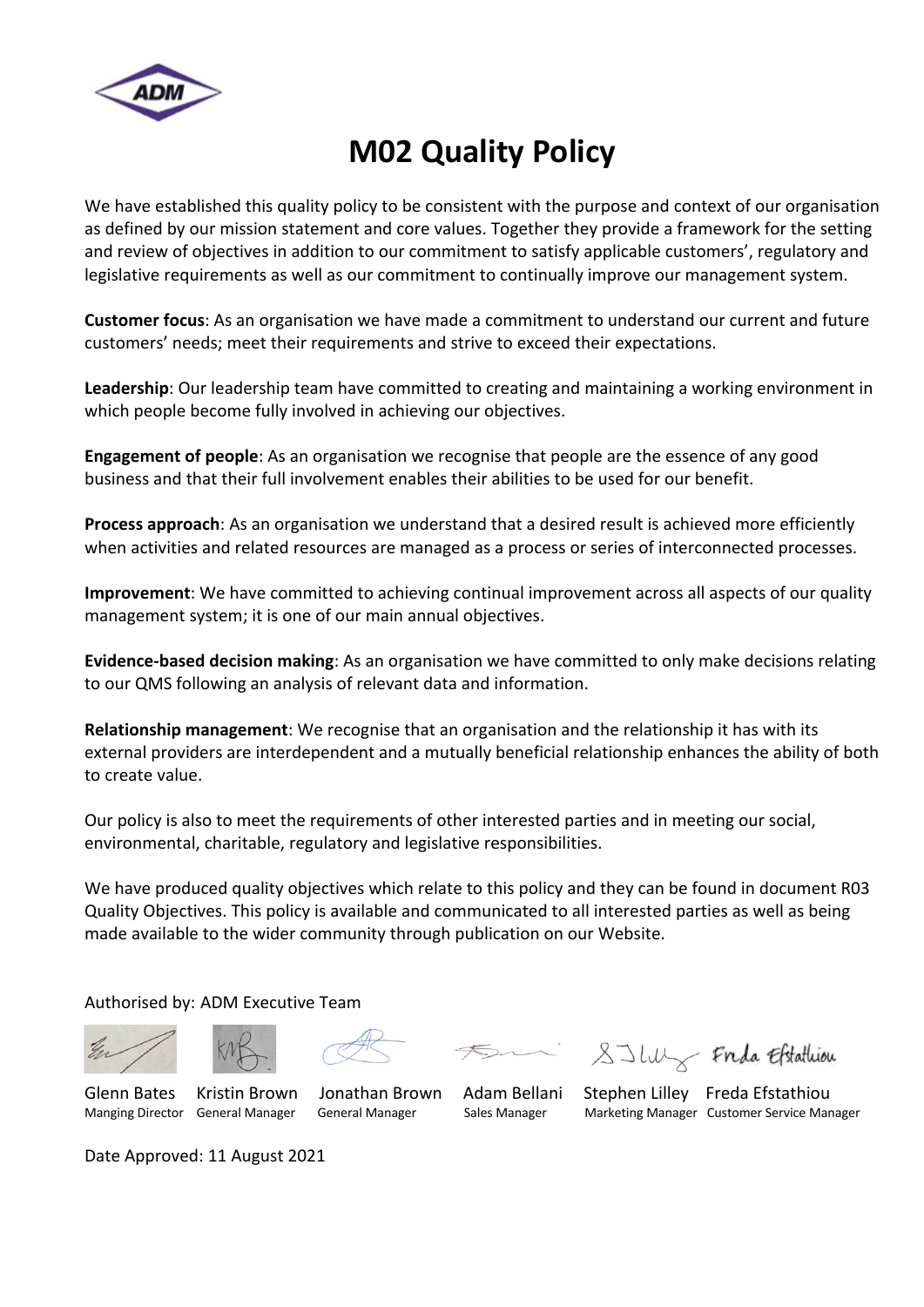# M02 Quality Policy

We have established this quality policy to be consistent with the purpose and context of our organisation as defined by our mission statement and core values. Together they provide a framework for the setting and review of objectives in addition to our commitment to satisfy applicable customers', regulatory and legislative requirements as well as our commitment to continually improve our management system.

**Customer focus**: As an organisation we have made a commitment to understand our current and future customers' needs; meet their requirements and strive to exceed their expectations.

**Leadership**: Our leadership team have committed to creating and maintaining a working environment in which people become fully involved in achieving our objectives.

**Engagement of people**: As an organisation we recognise that people are the essence of any good business and that their full involvement enables their abilities to be used for our benefit.

**Process approach**: As an organisation we understand that a desired result is achieved more efficiently when activities and related resources are managed as a process or series of interconnected processes.

**Improvement**: We have committed to achieving continual improvement across all aspects of our quality management system; it is one of our main annual objectives.

**Evidence-based decision making**: As an organisation we have committed to only make decisions relating to our QMS following an analysis of relevant data and information.

**Relationship management**: We recognise that an organisation and the relationship it has with its external providers are interdependent and a mutually beneficial relationship enhances the ability of both to create value.

Our policy is also to meet the requirements of other interested parties and in meeting our social, environmental, charitable, regulatory and legislative responsibilities.

We have produced quality objectives which relate to this policy and they can be found in document R03 Quality Objectives. This policy is available and communicated to all interested parties as well as being made available to the wider community through publication on our Website.

Authorised by: ADM Executive Team

| Glenn Bates | Kristin Brown | Jonathan Brown | Adam Bellani | Stephen Lilley | Freda Efstathiou |
|---|---|---|---|---|---|
| Manging Director | General Manager | General Manager | Sales Manager | Marketing Manager | Customer Service Manager |

Date Approved: 11 August 2021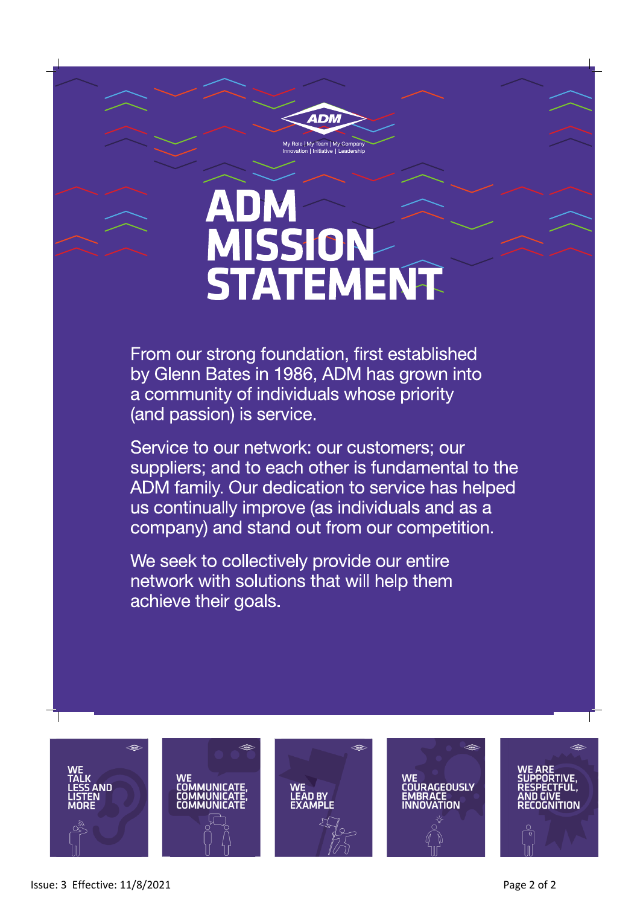ADM

My Role | My Team | My Company
Innovation | Initiative | Leadership

# ADM MISSION STATEMENT

From our strong foundation, first established by Glenn Bates in 1986, ADM has grown into a community of individuals whose priority (and passion) is service.

Service to our network: our customers; our suppliers; and to each other is fundamental to the ADM family. Our dedication to service has helped us continually improve (as individuals and as a company) and stand out from our competition.

We seek to collectively provide our entire network with solutions that will help them achieve their goals.

WE TALK LESS AND LISTEN MORE

WE COMMUNICATE, COMMUNICATE, COMMUNICATE

WE LEAD BY EXAMPLE

WE COURAGEOUSLY EMBRACE INNOVATION

WE ARE SUPPORTIVE, RESPECTFUL, AND GIVE RECOGNITION

Issue: 3 Effective: 11/8/2021